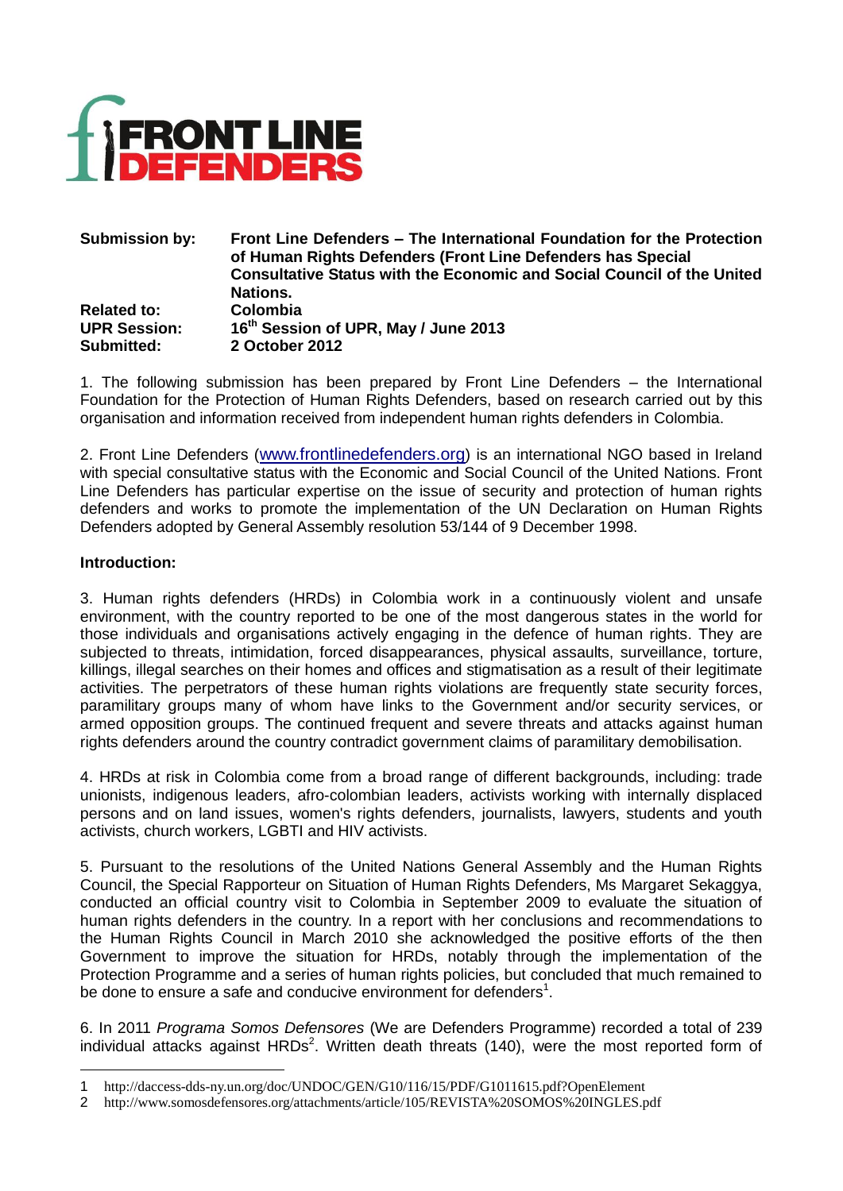**FRONT LINE DEFENDERS**

| | |
|---|---|
| **Submission by:** | **Front Line Defenders – The International Foundation for the Protection of Human Rights Defenders (Front Line Defenders has Special Consultative Status with the Economic and Social Council of the United Nations.** |
| **Related to:** | **Colombia** |
| **UPR Session:** | **16th Session of UPR, May / June 2013** |
| **Submitted:** | **2 October 2012** |

1. The following submission has been prepared by Front Line Defenders – the International Foundation for the Protection of Human Rights Defenders, based on research carried out by this organisation and information received from independent human rights defenders in Colombia.

2. Front Line Defenders (www.frontlinedefenders.org) is an international NGO based in Ireland with special consultative status with the Economic and Social Council of the United Nations. Front Line Defenders has particular expertise on the issue of security and protection of human rights defenders and works to promote the implementation of the UN Declaration on Human Rights Defenders adopted by General Assembly resolution 53/144 of 9 December 1998.

**Introduction:**

3. Human rights defenders (HRDs) in Colombia work in a continuously violent and unsafe environment, with the country reported to be one of the most dangerous states in the world for those individuals and organisations actively engaging in the defence of human rights. They are subjected to threats, intimidation, forced disappearances, physical assaults, surveillance, torture, killings, illegal searches on their homes and offices and stigmatisation as a result of their legitimate activities. The perpetrators of these human rights violations are frequently state security forces, paramilitary groups many of whom have links to the Government and/or security services, or armed opposition groups. The continued frequent and severe threats and attacks against human rights defenders around the country contradict government claims of paramilitary demobilisation.

4. HRDs at risk in Colombia come from a broad range of different backgrounds, including: trade unionists, indigenous leaders, afro-colombian leaders, activists working with internally displaced persons and on land issues, women's rights defenders, journalists, lawyers, students and youth activists, church workers, LGBTI and HIV activists.

5. Pursuant to the resolutions of the United Nations General Assembly and the Human Rights Council, the Special Rapporteur on Situation of Human Rights Defenders, Ms Margaret Sekaggya, conducted an official country visit to Colombia in September 2009 to evaluate the situation of human rights defenders in the country. In a report with her conclusions and recommendations to the Human Rights Council in March 2010 she acknowledged the positive efforts of the then Government to improve the situation for HRDs, notably through the implementation of the Protection Programme and a series of human rights policies, but concluded that much remained to be done to ensure a safe and conducive environment for defenders[1].

6. In 2011 *Programa Somos Defensores* (We are Defenders Programme) recorded a total of 239 individual attacks against HRDs[2]. Written death threats (140), were the most reported form of

---

1 http://daccess-dds-ny.un.org/doc/UNDOC/GEN/G10/116/15/PDF/G1011615.pdf?OpenElement

2 http://www.somosdefensores.org/attachments/article/105/REVISTA%20SOMOS%20INGLES.pdf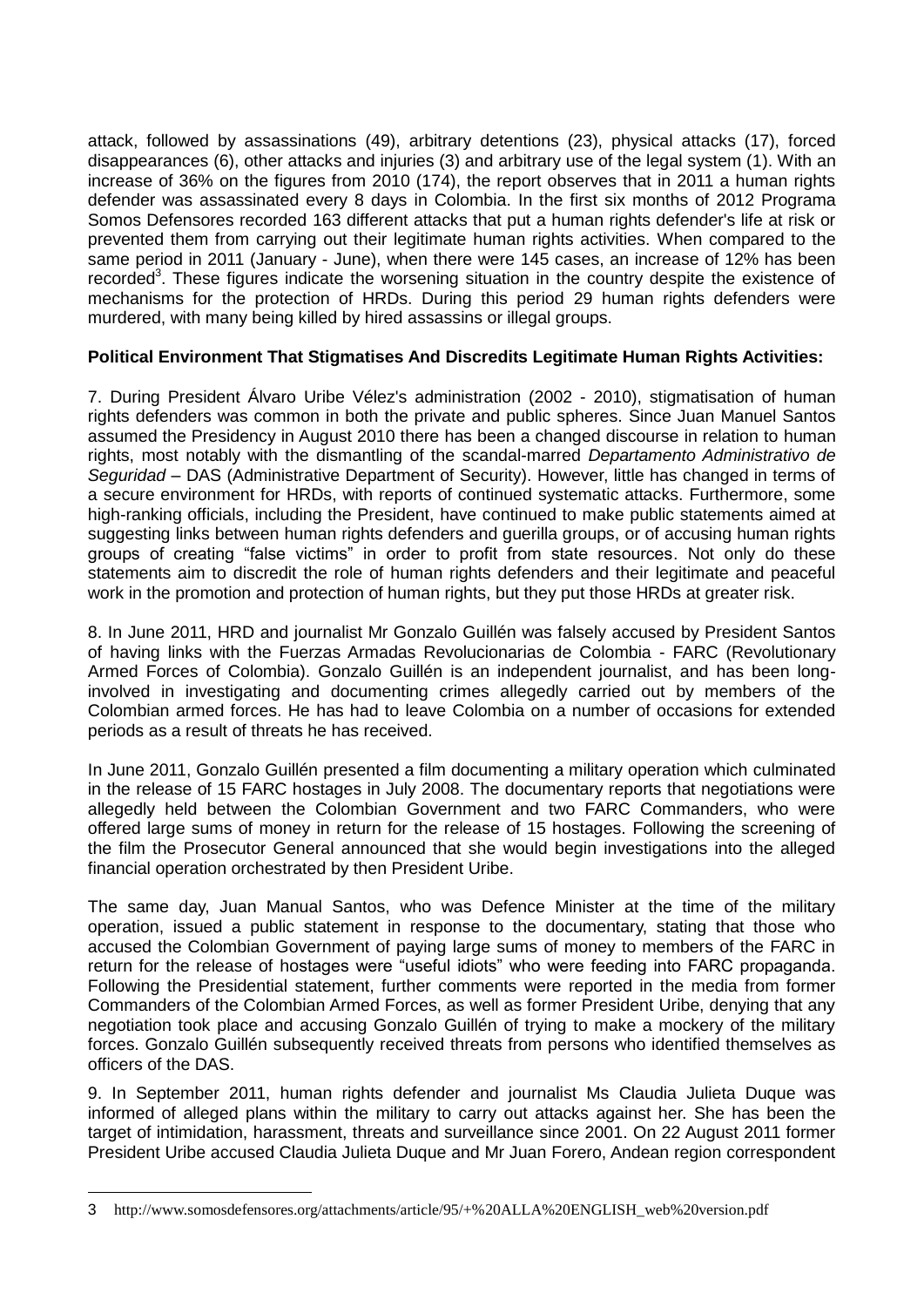attack, followed by assassinations (49), arbitrary detentions (23), physical attacks (17), forced disappearances (6), other attacks and injuries (3) and arbitrary use of the legal system (1). With an increase of 36% on the figures from 2010 (174), the report observes that in 2011 a human rights defender was assassinated every 8 days in Colombia. In the first six months of 2012 Programa Somos Defensores recorded 163 different attacks that put a human rights defender's life at risk or prevented them from carrying out their legitimate human rights activities. When compared to the same period in 2011 (January - June), when there were 145 cases, an increase of 12% has been recorded[3]. These figures indicate the worsening situation in the country despite the existence of mechanisms for the protection of HRDs. During this period 29 human rights defenders were murdered, with many being killed by hired assassins or illegal groups.

**Political Environment That Stigmatises And Discredits Legitimate Human Rights Activities:**

7. During President Álvaro Uribe Vélez's administration (2002 - 2010), stigmatisation of human rights defenders was common in both the private and public spheres. Since Juan Manuel Santos assumed the Presidency in August 2010 there has been a changed discourse in relation to human rights, most notably with the dismantling of the scandal-marred *Departamento Administrativo de Seguridad* – DAS (Administrative Department of Security). However, little has changed in terms of a secure environment for HRDs, with reports of continued systematic attacks. Furthermore, some high-ranking officials, including the President, have continued to make public statements aimed at suggesting links between human rights defenders and guerilla groups, or of accusing human rights groups of creating "false victims" in order to profit from state resources. Not only do these statements aim to discredit the role of human rights defenders and their legitimate and peaceful work in the promotion and protection of human rights, but they put those HRDs at greater risk.

8. In June 2011, HRD and journalist Mr Gonzalo Guillén was falsely accused by President Santos of having links with the Fuerzas Armadas Revolucionarias de Colombia - FARC (Revolutionary Armed Forces of Colombia). Gonzalo Guillén is an independent journalist, and has been long-involved in investigating and documenting crimes allegedly carried out by members of the Colombian armed forces. He has had to leave Colombia on a number of occasions for extended periods as a result of threats he has received.

In June 2011, Gonzalo Guillén presented a film documenting a military operation which culminated in the release of 15 FARC hostages in July 2008. The documentary reports that negotiations were allegedly held between the Colombian Government and two FARC Commanders, who were offered large sums of money in return for the release of 15 hostages. Following the screening of the film the Prosecutor General announced that she would begin investigations into the alleged financial operation orchestrated by then President Uribe.

The same day, Juan Manual Santos, who was Defence Minister at the time of the military operation, issued a public statement in response to the documentary, stating that those who accused the Colombian Government of paying large sums of money to members of the FARC in return for the release of hostages were "useful idiots" who were feeding into FARC propaganda. Following the Presidential statement, further comments were reported in the media from former Commanders of the Colombian Armed Forces, as well as former President Uribe, denying that any negotiation took place and accusing Gonzalo Guillén of trying to make a mockery of the military forces. Gonzalo Guillén subsequently received threats from persons who identified themselves as officers of the DAS.

9. In September 2011, human rights defender and journalist Ms Claudia Julieta Duque was informed of alleged plans within the military to carry out attacks against her. She has been the target of intimidation, harassment, threats and surveillance since 2001. On 22 August 2011 former President Uribe accused Claudia Julieta Duque and Mr Juan Forero, Andean region correspondent

---

3 http://www.somosdefensores.org/attachments/article/95/+%20ALLA%20ENGLISH_web%20version.pdf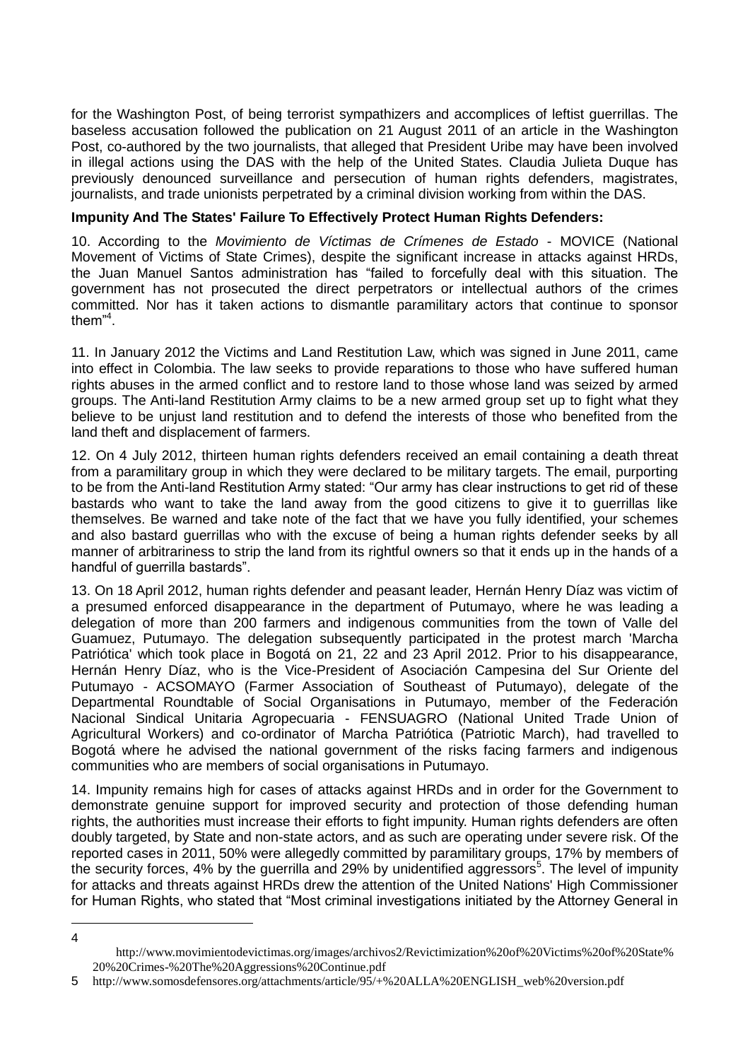for the Washington Post, of being terrorist sympathizers and accomplices of leftist guerrillas. The baseless accusation followed the publication on 21 August 2011 of an article in the Washington Post, co-authored by the two journalists, that alleged that President Uribe may have been involved in illegal actions using the DAS with the help of the United States. Claudia Julieta Duque has previously denounced surveillance and persecution of human rights defenders, magistrates, journalists, and trade unionists perpetrated by a criminal division working from within the DAS.

**Impunity And The States' Failure To Effectively Protect Human Rights Defenders:**

10. According to the *Movimiento de Víctimas de Crímenes de Estado* - MOVICE (National Movement of Victims of State Crimes), despite the significant increase in attacks against HRDs, the Juan Manuel Santos administration has "failed to forcefully deal with this situation. The government has not prosecuted the direct perpetrators or intellectual authors of the crimes committed. Nor has it taken actions to dismantle paramilitary actors that continue to sponsor them"[4].

11. In January 2012 the Victims and Land Restitution Law, which was signed in June 2011, came into effect in Colombia. The law seeks to provide reparations to those who have suffered human rights abuses in the armed conflict and to restore land to those whose land was seized by armed groups. The Anti-land Restitution Army claims to be a new armed group set up to fight what they believe to be unjust land restitution and to defend the interests of those who benefited from the land theft and displacement of farmers.

12. On 4 July 2012, thirteen human rights defenders received an email containing a death threat from a paramilitary group in which they were declared to be military targets. The email, purporting to be from the Anti-land Restitution Army stated: "Our army has clear instructions to get rid of these bastards who want to take the land away from the good citizens to give it to guerrillas like themselves. Be warned and take note of the fact that we have you fully identified, your schemes and also bastard guerrillas who with the excuse of being a human rights defender seeks by all manner of arbitrariness to strip the land from its rightful owners so that it ends up in the hands of a handful of guerrilla bastards".

13. On 18 April 2012, human rights defender and peasant leader, Hernán Henry Díaz was victim of a presumed enforced disappearance in the department of Putumayo, where he was leading a delegation of more than 200 farmers and indigenous communities from the town of Valle del Guamuez, Putumayo. The delegation subsequently participated in the protest march 'Marcha Patriótica' which took place in Bogotá on 21, 22 and 23 April 2012. Prior to his disappearance, Hernán Henry Díaz, who is the Vice-President of Asociación Campesina del Sur Oriente del Putumayo - ACSOMAYO (Farmer Association of Southeast of Putumayo), delegate of the Departmental Roundtable of Social Organisations in Putumayo, member of the Federación Nacional Sindical Unitaria Agropecuaria - FENSUAGRO (National United Trade Union of Agricultural Workers) and co-ordinator of Marcha Patriótica (Patriotic March), had travelled to Bogotá where he advised the national government of the risks facing farmers and indigenous communities who are members of social organisations in Putumayo.

14. Impunity remains high for cases of attacks against HRDs and in order for the Government to demonstrate genuine support for improved security and protection of those defending human rights, the authorities must increase their efforts to fight impunity. Human rights defenders are often doubly targeted, by State and non-state actors, and as such are operating under severe risk. Of the reported cases in 2011, 50% were allegedly committed by paramilitary groups, 17% by members of the security forces, 4% by the guerrilla and 29% by unidentified aggressors[5]. The level of impunity for attacks and threats against HRDs drew the attention of the United Nations' High Commissioner for Human Rights, who stated that "Most criminal investigations initiated by the Attorney General in

---

4 http://www.movimientodevictimas.org/images/archivos2/Revictimization%20of%20Victims%20of%20State%20%20Crimes-%20The%20Aggressions%20Continue.pdf

5 http://www.somosdefensores.org/attachments/article/95/+%20ALLA%20ENGLISH_web%20version.pdf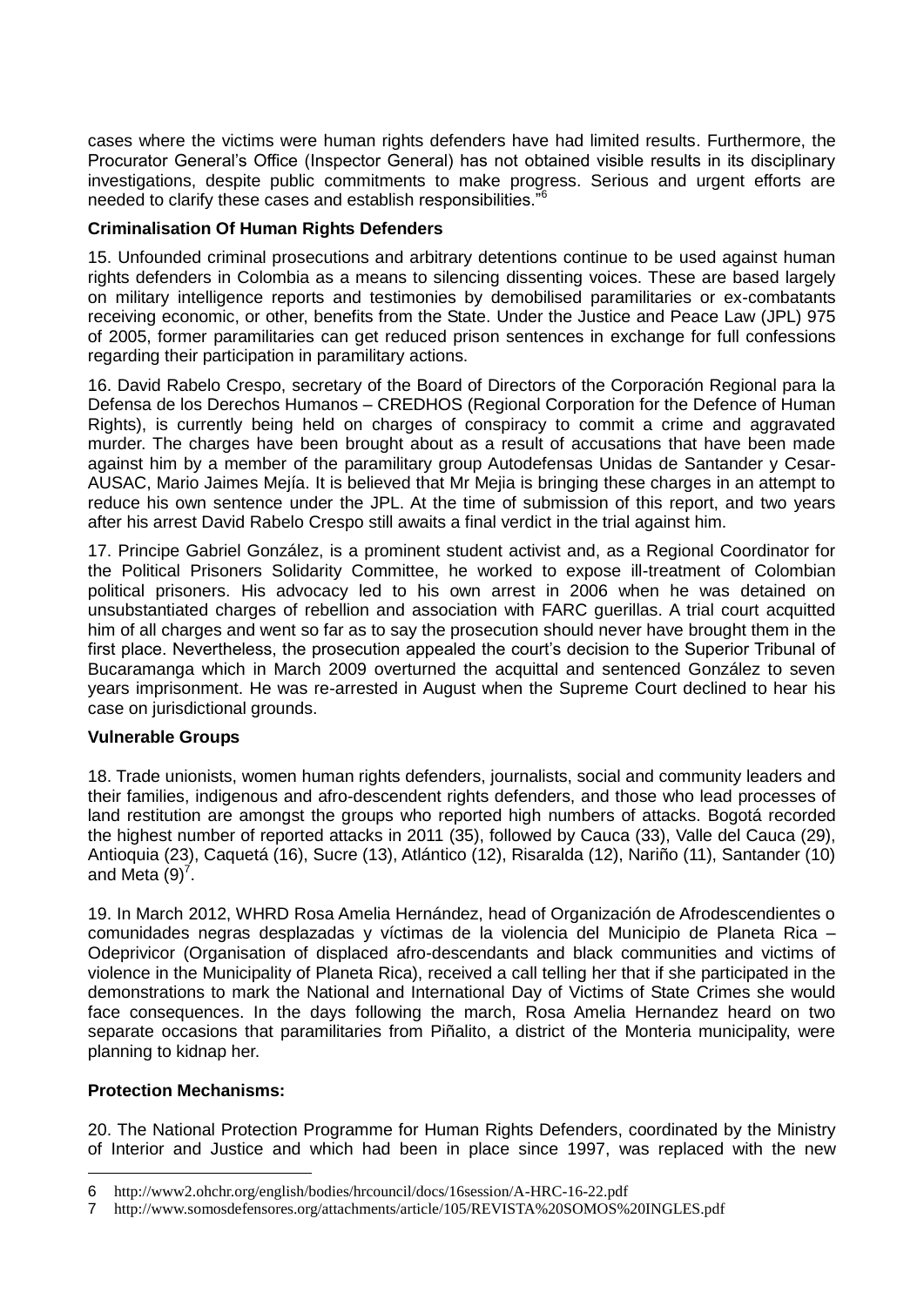cases where the victims were human rights defenders have had limited results. Furthermore, the Procurator General's Office (Inspector General) has not obtained visible results in its disciplinary investigations, despite public commitments to make progress. Serious and urgent efforts are needed to clarify these cases and establish responsibilities."[6]

**Criminalisation Of Human Rights Defenders**

15. Unfounded criminal prosecutions and arbitrary detentions continue to be used against human rights defenders in Colombia as a means to silencing dissenting voices. These are based largely on military intelligence reports and testimonies by demobilised paramilitaries or ex-combatants receiving economic, or other, benefits from the State. Under the Justice and Peace Law (JPL) 975 of 2005, former paramilitaries can get reduced prison sentences in exchange for full confessions regarding their participation in paramilitary actions.

16. David Rabelo Crespo, secretary of the Board of Directors of the Corporación Regional para la Defensa de los Derechos Humanos – CREDHOS (Regional Corporation for the Defence of Human Rights), is currently being held on charges of conspiracy to commit a crime and aggravated murder. The charges have been brought about as a result of accusations that have been made against him by a member of the paramilitary group Autodefensas Unidas de Santander y Cesar-AUSAC, Mario Jaimes Mejía. It is believed that Mr Mejia is bringing these charges in an attempt to reduce his own sentence under the JPL. At the time of submission of this report, and two years after his arrest David Rabelo Crespo still awaits a final verdict in the trial against him.

17. Principe Gabriel González, is a prominent student activist and, as a Regional Coordinator for the Political Prisoners Solidarity Committee, he worked to expose ill-treatment of Colombian political prisoners. His advocacy led to his own arrest in 2006 when he was detained on unsubstantiated charges of rebellion and association with FARC guerillas. A trial court acquitted him of all charges and went so far as to say the prosecution should never have brought them in the first place. Nevertheless, the prosecution appealed the court's decision to the Superior Tribunal of Bucaramanga which in March 2009 overturned the acquittal and sentenced González to seven years imprisonment. He was re-arrested in August when the Supreme Court declined to hear his case on jurisdictional grounds.

**Vulnerable Groups**

18. Trade unionists, women human rights defenders, journalists, social and community leaders and their families, indigenous and afro-descendent rights defenders, and those who lead processes of land restitution are amongst the groups who reported high numbers of attacks. Bogotá recorded the highest number of reported attacks in 2011 (35), followed by Cauca (33), Valle del Cauca (29), Antioquia (23), Caquetá (16), Sucre (13), Atlántico (12), Risaralda (12), Nariño (11), Santander (10) and Meta (9)[7].

19. In March 2012, WHRD Rosa Amelia Hernández, head of Organización de Afrodescendientes o comunidades negras desplazadas y víctimas de la violencia del Municipio de Planeta Rica – Odeprivicor (Organisation of displaced afro-descendants and black communities and victims of violence in the Municipality of Planeta Rica), received a call telling her that if she participated in the demonstrations to mark the National and International Day of Victims of State Crimes she would face consequences. In the days following the march, Rosa Amelia Hernandez heard on two separate occasions that paramilitaries from Piñalito, a district of the Monteria municipality, were planning to kidnap her.

**Protection Mechanisms:**

20. The National Protection Programme for Human Rights Defenders, coordinated by the Ministry of Interior and Justice and which had been in place since 1997, was replaced with the new

6 http://www2.ohchr.org/english/bodies/hrcouncil/docs/16session/A-HRC-16-22.pdf

7 http://www.somosdefensores.org/attachments/article/105/REVISTA%20SOMOS%20INGLES.pdf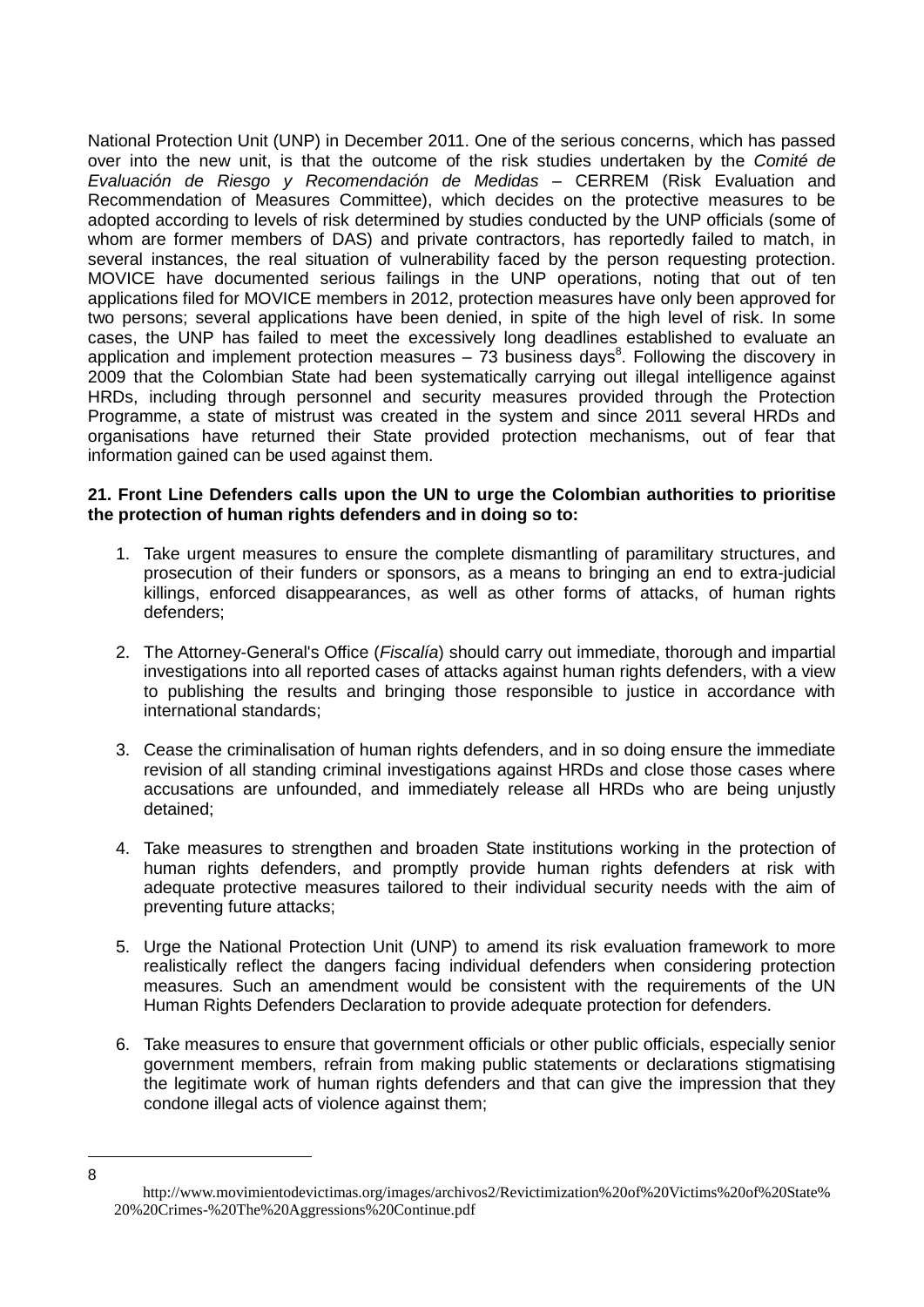National Protection Unit (UNP) in December 2011. One of the serious concerns, which has passed over into the new unit, is that the outcome of the risk studies undertaken by the *Comité de Evaluación de Riesgo y Recomendación de Medidas* – CERREM (Risk Evaluation and Recommendation of Measures Committee), which decides on the protective measures to be adopted according to levels of risk determined by studies conducted by the UNP officials (some of whom are former members of DAS) and private contractors, has reportedly failed to match, in several instances, the real situation of vulnerability faced by the person requesting protection. MOVICE have documented serious failings in the UNP operations, noting that out of ten applications filed for MOVICE members in 2012, protection measures have only been approved for two persons; several applications have been denied, in spite of the high level of risk. In some cases, the UNP has failed to meet the excessively long deadlines established to evaluate an application and implement protection measures – 73 business days[8]. Following the discovery in 2009 that the Colombian State had been systematically carrying out illegal intelligence against HRDs, including through personnel and security measures provided through the Protection Programme, a state of mistrust was created in the system and since 2011 several HRDs and organisations have returned their State provided protection mechanisms, out of fear that information gained can be used against them.

**21. Front Line Defenders calls upon the UN to urge the Colombian authorities to prioritise the protection of human rights defenders and in doing so to:**

1. Take urgent measures to ensure the complete dismantling of paramilitary structures, and prosecution of their funders or sponsors, as a means to bringing an end to extra-judicial killings, enforced disappearances, as well as other forms of attacks, of human rights defenders;

2. The Attorney-General's Office (*Fiscalía*) should carry out immediate, thorough and impartial investigations into all reported cases of attacks against human rights defenders, with a view to publishing the results and bringing those responsible to justice in accordance with international standards;

3. Cease the criminalisation of human rights defenders, and in so doing ensure the immediate revision of all standing criminal investigations against HRDs and close those cases where accusations are unfounded, and immediately release all HRDs who are being unjustly detained;

4. Take measures to strengthen and broaden State institutions working in the protection of human rights defenders, and promptly provide human rights defenders at risk with adequate protective measures tailored to their individual security needs with the aim of preventing future attacks;

5. Urge the National Protection Unit (UNP) to amend its risk evaluation framework to more realistically reflect the dangers facing individual defenders when considering protection measures. Such an amendment would be consistent with the requirements of the UN Human Rights Defenders Declaration to provide adequate protection for defenders.

6. Take measures to ensure that government officials or other public officials, especially senior government members, refrain from making public statements or declarations stigmatising the legitimate work of human rights defenders and that can give the impression that they condone illegal acts of violence against them;

---

8 http://www.movimientodevictimas.org/images/archivos2/Revictimization%20of%20Victims%20of%20State%20%20Crimes-%20The%20Aggressions%20Continue.pdf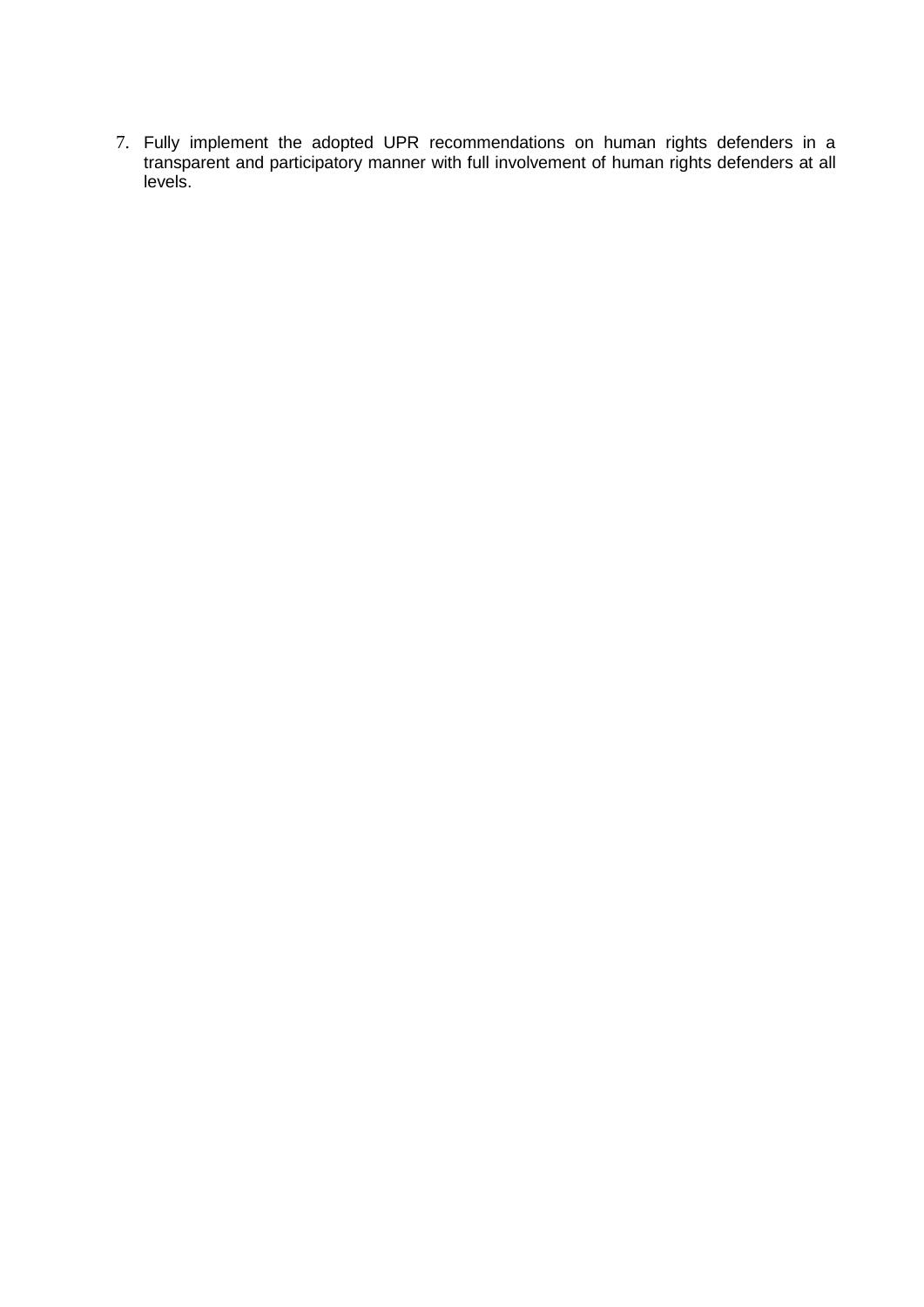7. Fully implement the adopted UPR recommendations on human rights defenders in a transparent and participatory manner with full involvement of human rights defenders at all levels.